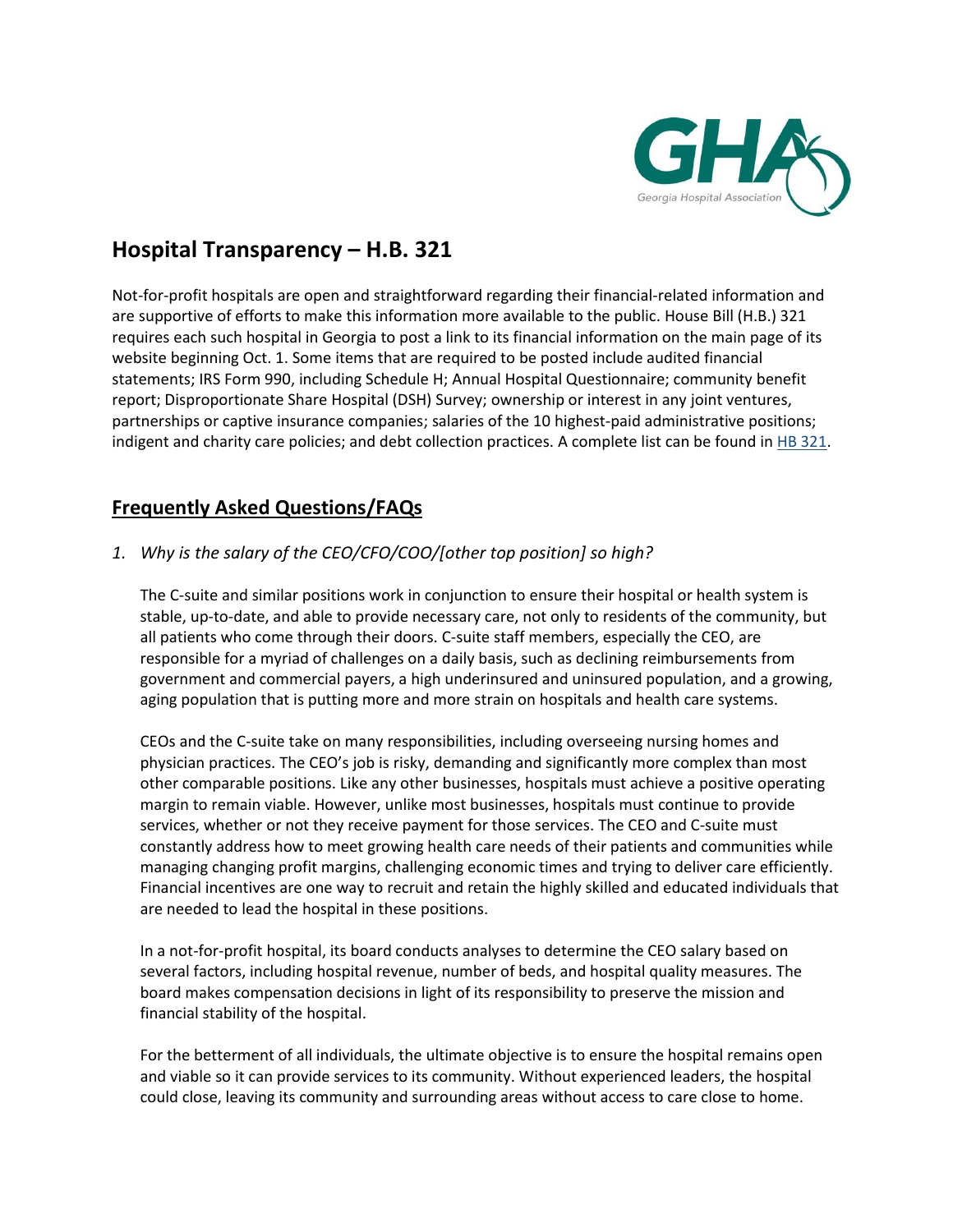## Hospital Transparency – H.B. 321

Not-for-profit hospitals are open and straightforward regarding their financial-related information and are supportive of efforts to make this information more available to the public. House Bill (H.B.) 321 requires each such hospital in Georgia to post a link to its financial information on the main page of its website beginning Oct. 1. Some items that are required to be posted include audited financial statements; IRS Form 990, including Schedule H; Annual Hospital Questionnaire; community benefit report; Disproportionate Share Hospital (DSH) Survey; ownership or interest in any joint ventures, partnerships or captive insurance companies; salaries of the 10 highest-paid administrative positions; indigent and charity care policies; and debt collection practices. A complete list can be found in HB 321.

## Frequently Asked Questions/FAQs

1. *Why is the salary of the CEO/CFO/COO/[other top position] so high?*

   The C-suite and similar positions work in conjunction to ensure their hospital or health system is stable, up-to-date, and able to provide necessary care, not only to residents of the community, but all patients who come through their doors. C-suite staff members, especially the CEO, are responsible for a myriad of challenges on a daily basis, such as declining reimbursements from government and commercial payers, a high underinsured and uninsured population, and a growing, aging population that is putting more and more strain on hospitals and health care systems.

   CEOs and the C-suite take on many responsibilities, including overseeing nursing homes and physician practices. The CEO's job is risky, demanding and significantly more complex than most other comparable positions. Like any other businesses, hospitals must achieve a positive operating margin to remain viable. However, unlike most businesses, hospitals must continue to provide services, whether or not they receive payment for those services. The CEO and C-suite must constantly address how to meet growing health care needs of their patients and communities while managing changing profit margins, challenging economic times and trying to deliver care efficiently. Financial incentives are one way to recruit and retain the highly skilled and educated individuals that are needed to lead the hospital in these positions.

   In a not-for-profit hospital, its board conducts analyses to determine the CEO salary based on several factors, including hospital revenue, number of beds, and hospital quality measures. The board makes compensation decisions in light of its responsibility to preserve the mission and financial stability of the hospital.

   For the betterment of all individuals, the ultimate objective is to ensure the hospital remains open and viable so it can provide services to its community. Without experienced leaders, the hospital could close, leaving its community and surrounding areas without access to care close to home.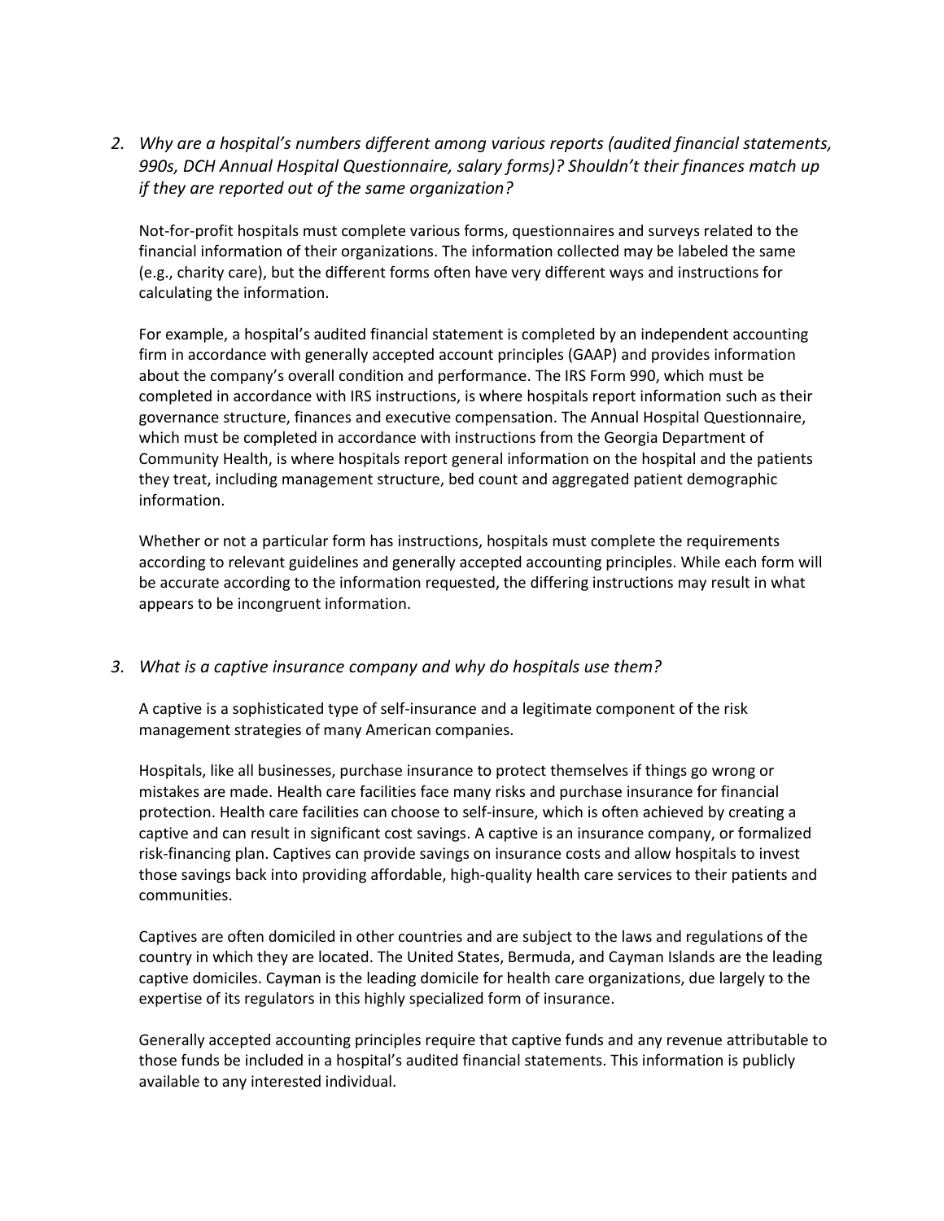2. *Why are a hospital's numbers different among various reports (audited financial statements, 990s, DCH Annual Hospital Questionnaire, salary forms)? Shouldn't their finances match up if they are reported out of the same organization?*

   Not-for-profit hospitals must complete various forms, questionnaires and surveys related to the financial information of their organizations. The information collected may be labeled the same (e.g., charity care), but the different forms often have very different ways and instructions for calculating the information.

   For example, a hospital's audited financial statement is completed by an independent accounting firm in accordance with generally accepted account principles (GAAP) and provides information about the company's overall condition and performance. The IRS Form 990, which must be completed in accordance with IRS instructions, is where hospitals report information such as their governance structure, finances and executive compensation. The Annual Hospital Questionnaire, which must be completed in accordance with instructions from the Georgia Department of Community Health, is where hospitals report general information on the hospital and the patients they treat, including management structure, bed count and aggregated patient demographic information.

   Whether or not a particular form has instructions, hospitals must complete the requirements according to relevant guidelines and generally accepted accounting principles. While each form will be accurate according to the information requested, the differing instructions may result in what appears to be incongruent information.

3. *What is a captive insurance company and why do hospitals use them?*

   A captive is a sophisticated type of self-insurance and a legitimate component of the risk management strategies of many American companies.

   Hospitals, like all businesses, purchase insurance to protect themselves if things go wrong or mistakes are made. Health care facilities face many risks and purchase insurance for financial protection. Health care facilities can choose to self-insure, which is often achieved by creating a captive and can result in significant cost savings. A captive is an insurance company, or formalized risk-financing plan. Captives can provide savings on insurance costs and allow hospitals to invest those savings back into providing affordable, high-quality health care services to their patients and communities.

   Captives are often domiciled in other countries and are subject to the laws and regulations of the country in which they are located. The United States, Bermuda, and Cayman Islands are the leading captive domiciles. Cayman is the leading domicile for health care organizations, due largely to the expertise of its regulators in this highly specialized form of insurance.

   Generally accepted accounting principles require that captive funds and any revenue attributable to those funds be included in a hospital's audited financial statements. This information is publicly available to any interested individual.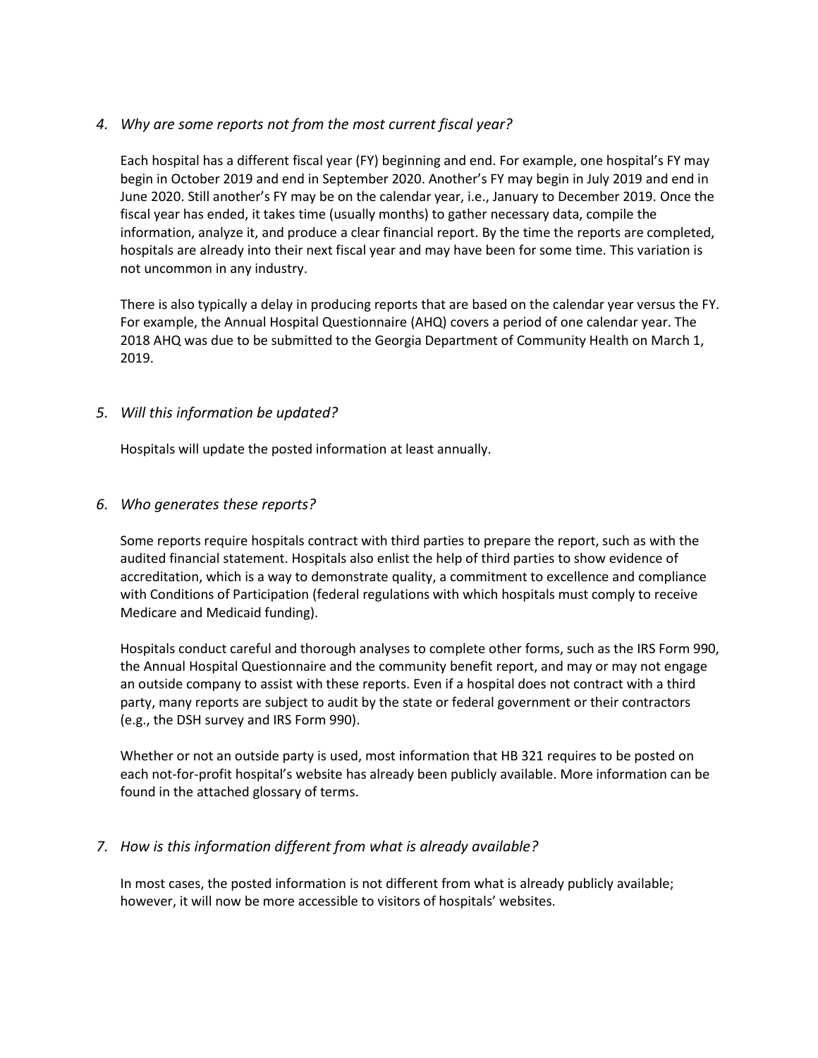*4. Why are some reports not from the most current fiscal year?*

Each hospital has a different fiscal year (FY) beginning and end. For example, one hospital's FY may begin in October 2019 and end in September 2020. Another's FY may begin in July 2019 and end in June 2020. Still another's FY may be on the calendar year, i.e., January to December 2019. Once the fiscal year has ended, it takes time (usually months) to gather necessary data, compile the information, analyze it, and produce a clear financial report. By the time the reports are completed, hospitals are already into their next fiscal year and may have been for some time. This variation is not uncommon in any industry.

There is also typically a delay in producing reports that are based on the calendar year versus the FY. For example, the Annual Hospital Questionnaire (AHQ) covers a period of one calendar year. The 2018 AHQ was due to be submitted to the Georgia Department of Community Health on March 1, 2019.

*5. Will this information be updated?*

Hospitals will update the posted information at least annually.

*6. Who generates these reports?*

Some reports require hospitals contract with third parties to prepare the report, such as with the audited financial statement. Hospitals also enlist the help of third parties to show evidence of accreditation, which is a way to demonstrate quality, a commitment to excellence and compliance with Conditions of Participation (federal regulations with which hospitals must comply to receive Medicare and Medicaid funding).

Hospitals conduct careful and thorough analyses to complete other forms, such as the IRS Form 990, the Annual Hospital Questionnaire and the community benefit report, and may or may not engage an outside company to assist with these reports. Even if a hospital does not contract with a third party, many reports are subject to audit by the state or federal government or their contractors (e.g., the DSH survey and IRS Form 990).

Whether or not an outside party is used, most information that HB 321 requires to be posted on each not-for-profit hospital's website has already been publicly available. More information can be found in the attached glossary of terms.

*7. How is this information different from what is already available?*

In most cases, the posted information is not different from what is already publicly available; however, it will now be more accessible to visitors of hospitals' websites.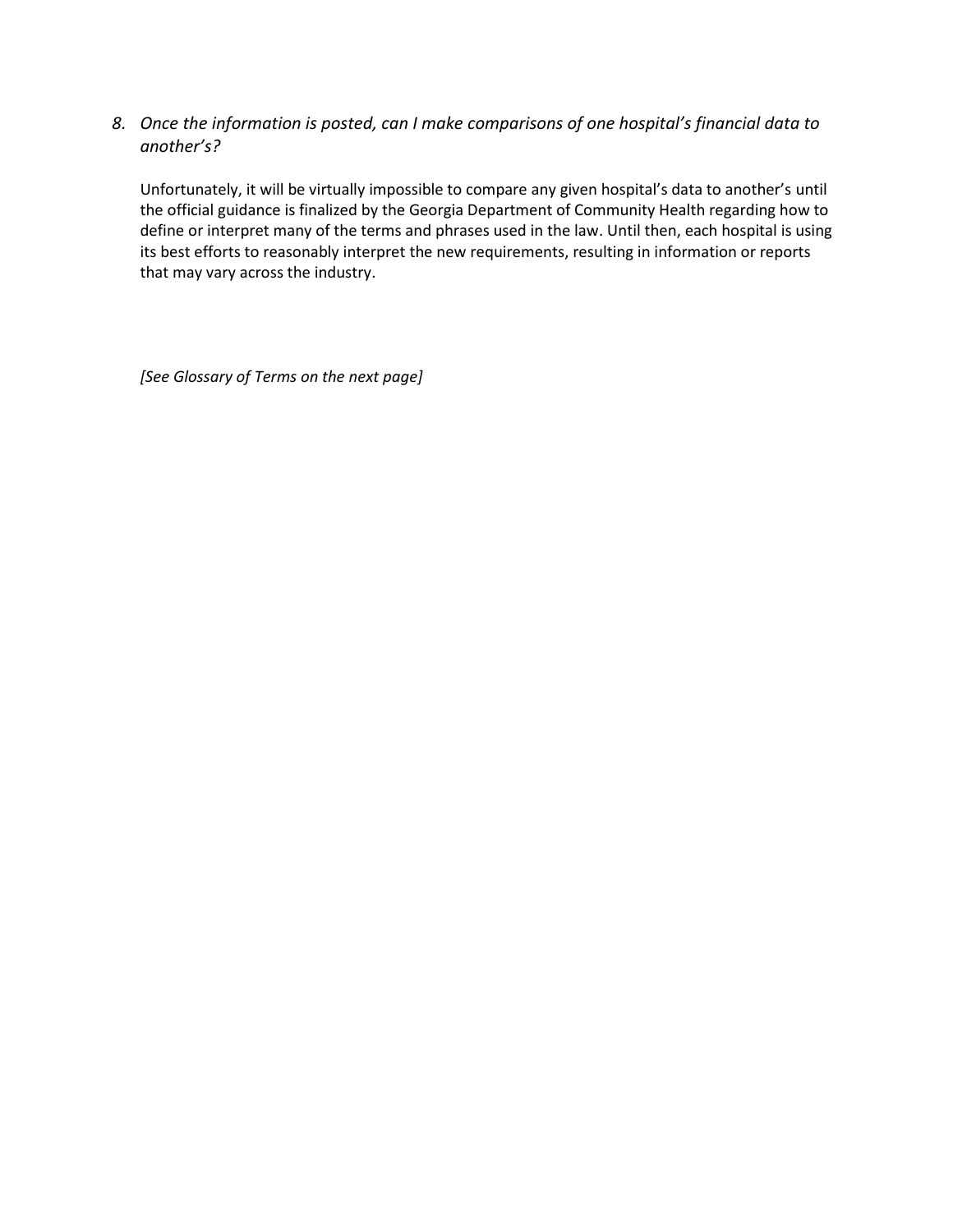8. *Once the information is posted, can I make comparisons of one hospital's financial data to another's?*

   Unfortunately, it will be virtually impossible to compare any given hospital's data to another's until the official guidance is finalized by the Georgia Department of Community Health regarding how to define or interpret many of the terms and phrases used in the law. Until then, each hospital is using its best efforts to reasonably interpret the new requirements, resulting in information or reports that may vary across the industry.

*[See Glossary of Terms on the next page]*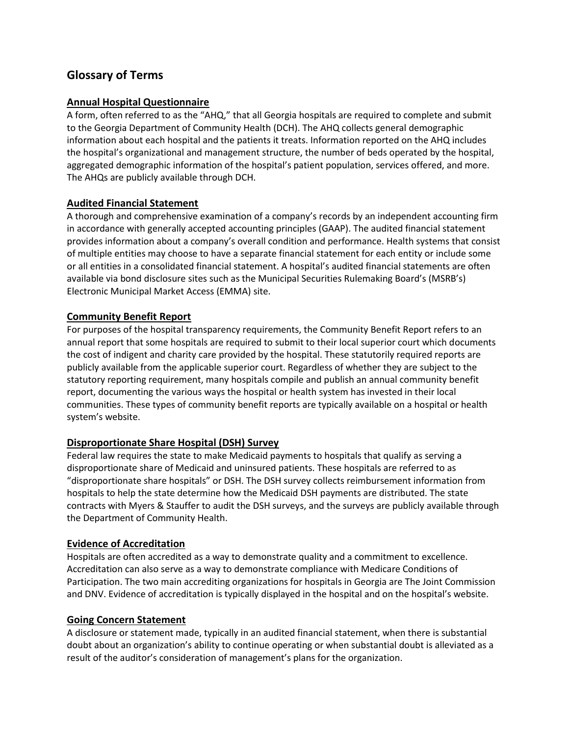## Glossary of Terms

### Annual Hospital Questionnaire

A form, often referred to as the "AHQ," that all Georgia hospitals are required to complete and submit to the Georgia Department of Community Health (DCH). The AHQ collects general demographic information about each hospital and the patients it treats. Information reported on the AHQ includes the hospital's organizational and management structure, the number of beds operated by the hospital, aggregated demographic information of the hospital's patient population, services offered, and more. The AHQs are publicly available through DCH.

### Audited Financial Statement

A thorough and comprehensive examination of a company's records by an independent accounting firm in accordance with generally accepted accounting principles (GAAP). The audited financial statement provides information about a company's overall condition and performance. Health systems that consist of multiple entities may choose to have a separate financial statement for each entity or include some or all entities in a consolidated financial statement. A hospital's audited financial statements are often available via bond disclosure sites such as the Municipal Securities Rulemaking Board's (MSRB's) Electronic Municipal Market Access (EMMA) site.

### Community Benefit Report

For purposes of the hospital transparency requirements, the Community Benefit Report refers to an annual report that some hospitals are required to submit to their local superior court which documents the cost of indigent and charity care provided by the hospital. These statutorily required reports are publicly available from the applicable superior court. Regardless of whether they are subject to the statutory reporting requirement, many hospitals compile and publish an annual community benefit report, documenting the various ways the hospital or health system has invested in their local communities. These types of community benefit reports are typically available on a hospital or health system's website.

### Disproportionate Share Hospital (DSH) Survey

Federal law requires the state to make Medicaid payments to hospitals that qualify as serving a disproportionate share of Medicaid and uninsured patients. These hospitals are referred to as "disproportionate share hospitals" or DSH. The DSH survey collects reimbursement information from hospitals to help the state determine how the Medicaid DSH payments are distributed. The state contracts with Myers & Stauffer to audit the DSH surveys, and the surveys are publicly available through the Department of Community Health.

### Evidence of Accreditation

Hospitals are often accredited as a way to demonstrate quality and a commitment to excellence. Accreditation can also serve as a way to demonstrate compliance with Medicare Conditions of Participation. The two main accrediting organizations for hospitals in Georgia are The Joint Commission and DNV. Evidence of accreditation is typically displayed in the hospital and on the hospital's website.

### Going Concern Statement

A disclosure or statement made, typically in an audited financial statement, when there is substantial doubt about an organization's ability to continue operating or when substantial doubt is alleviated as a result of the auditor's consideration of management's plans for the organization.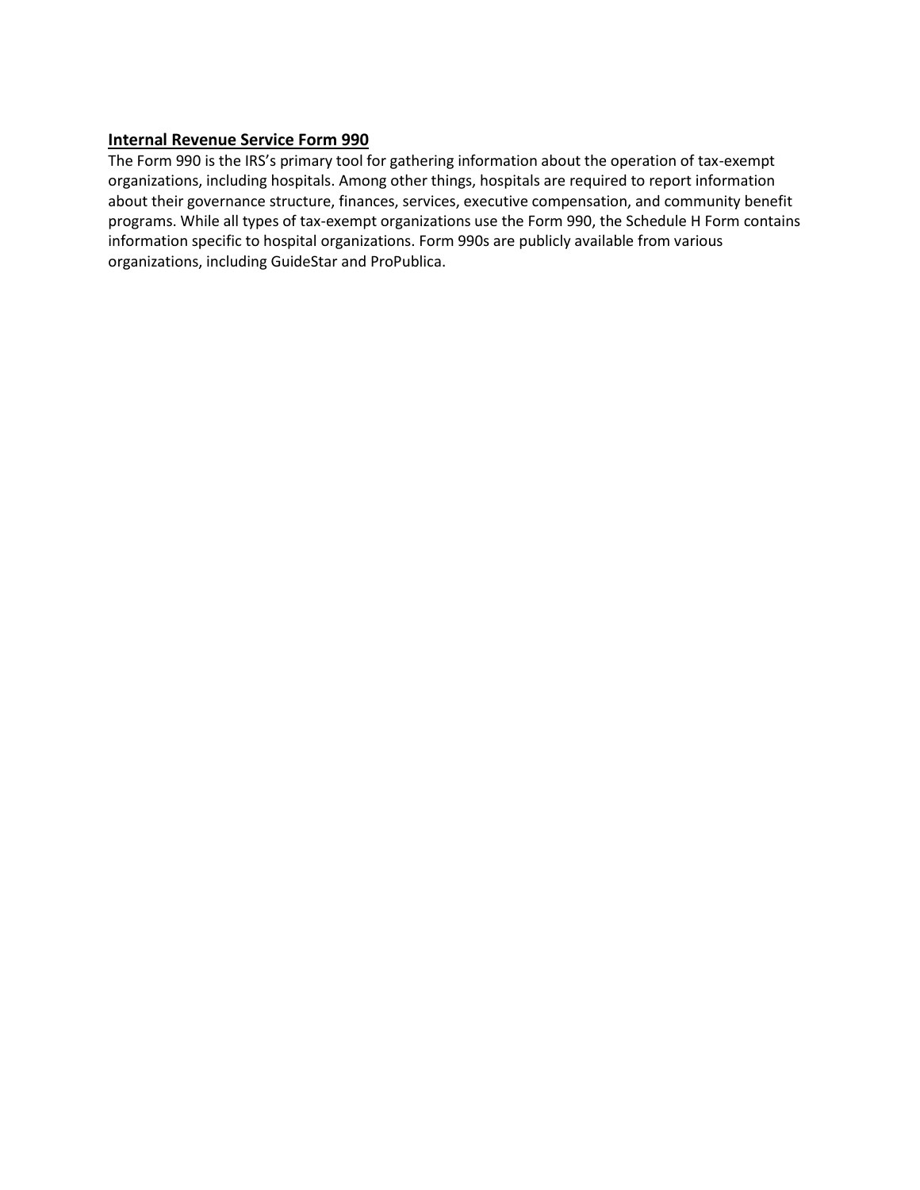**Internal Revenue Service Form 990**

The Form 990 is the IRS's primary tool for gathering information about the operation of tax-exempt organizations, including hospitals. Among other things, hospitals are required to report information about their governance structure, finances, services, executive compensation, and community benefit programs. While all types of tax-exempt organizations use the Form 990, the Schedule H Form contains information specific to hospital organizations. Form 990s are publicly available from various organizations, including GuideStar and ProPublica.